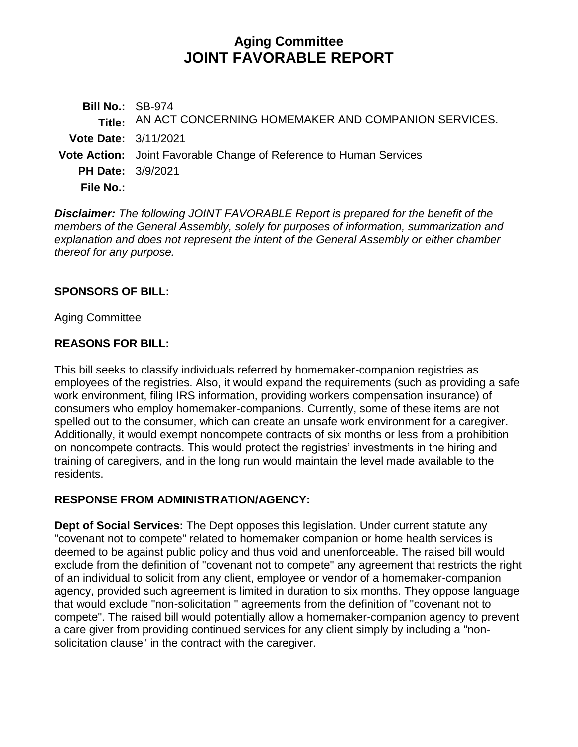# Aging Committee
# JOINT FAVORABLE REPORT

**Bill No.:** SB-974
**Title:** AN ACT CONCERNING HOMEMAKER AND COMPANION SERVICES.
**Vote Date:** 3/11/2021
**Vote Action:** Joint Favorable Change of Reference to Human Services
**PH Date:** 3/9/2021
**File No.:**

***Disclaimer:*** *The following JOINT FAVORABLE Report is prepared for the benefit of the members of the General Assembly, solely for purposes of information, summarization and explanation and does not represent the intent of the General Assembly or either chamber thereof for any purpose.*

## SPONSORS OF BILL:

Aging Committee

## REASONS FOR BILL:

This bill seeks to classify individuals referred by homemaker-companion registries as employees of the registries. Also, it would expand the requirements (such as providing a safe work environment, filing IRS information, providing workers compensation insurance) of consumers who employ homemaker-companions. Currently, some of these items are not spelled out to the consumer, which can create an unsafe work environment for a caregiver. Additionally, it would exempt noncompete contracts of six months or less from a prohibition on noncompete contracts. This would protect the registries' investments in the hiring and training of caregivers, and in the long run would maintain the level made available to the residents.

## RESPONSE FROM ADMINISTRATION/AGENCY:

**Dept of Social Services:** The Dept opposes this legislation. Under current statute any "covenant not to compete" related to homemaker companion or home health services is deemed to be against public policy and thus void and unenforceable. The raised bill would exclude from the definition of "covenant not to compete" any agreement that restricts the right of an individual to solicit from any client, employee or vendor of a homemaker-companion agency, provided such agreement is limited in duration to six months. They oppose language that would exclude "non-solicitation " agreements from the definition of "covenant not to compete". The raised bill would potentially allow a homemaker-companion agency to prevent a care giver from providing continued services for any client simply by including a "non-solicitation clause" in the contract with the caregiver.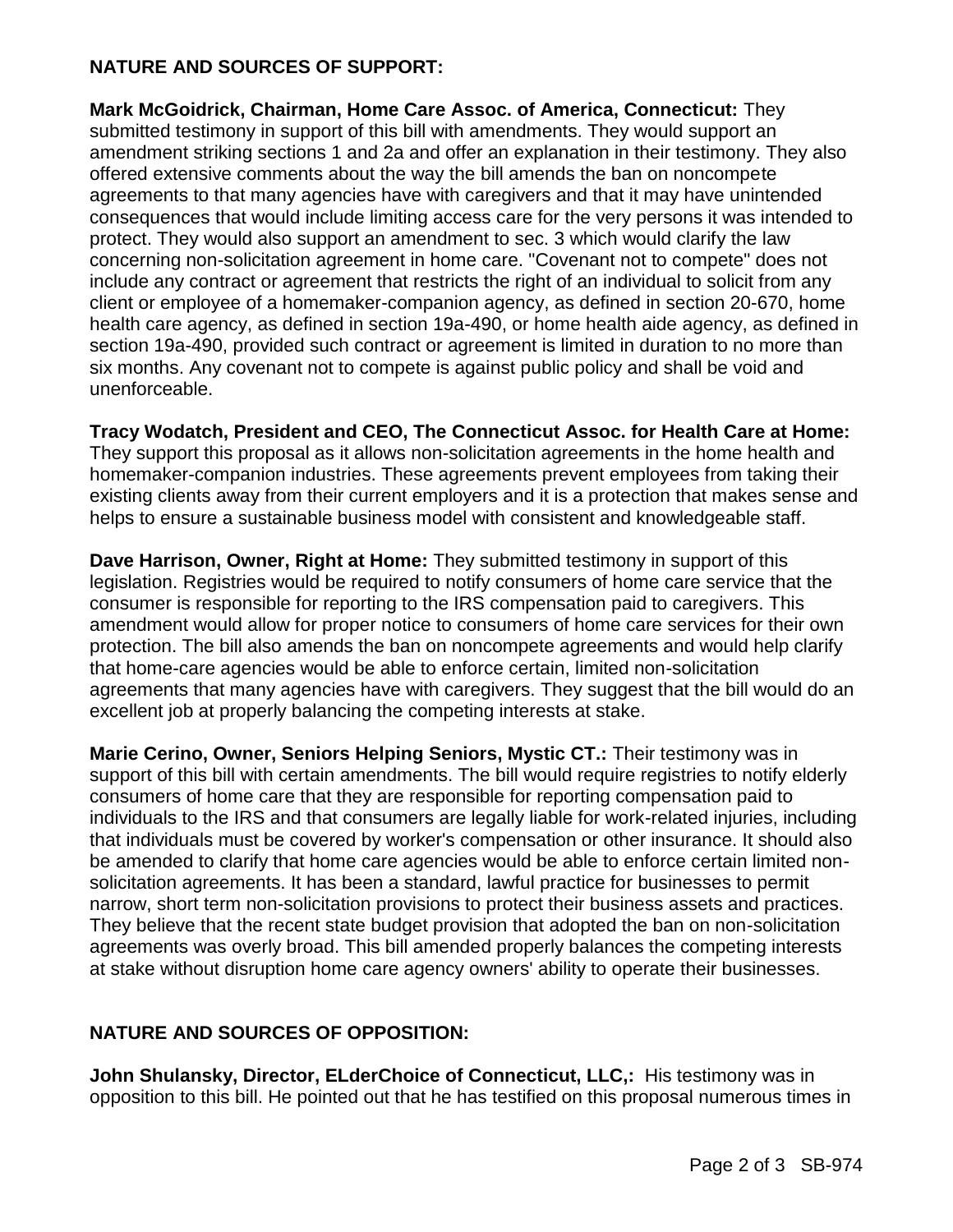**NATURE AND SOURCES OF SUPPORT:**

**Mark McGoidrick, Chairman, Home Care Assoc. of America, Connecticut:** They submitted testimony in support of this bill with amendments. They would support an amendment striking sections 1 and 2a and offer an explanation in their testimony. They also offered extensive comments about the way the bill amends the ban on noncompete agreements to that many agencies have with caregivers and that it may have unintended consequences that would include limiting access care for the very persons it was intended to protect. They would also support an amendment to sec. 3 which would clarify the law concerning non-solicitation agreement in home care. "Covenant not to compete" does not include any contract or agreement that restricts the right of an individual to solicit from any client or employee of a homemaker-companion agency, as defined in section 20-670, home health care agency, as defined in section 19a-490, or home health aide agency, as defined in section 19a-490, provided such contract or agreement is limited in duration to no more than six months. Any covenant not to compete is against public policy and shall be void and unenforceable.

**Tracy Wodatch, President and CEO, The Connecticut Assoc. for Health Care at Home:** They support this proposal as it allows non-solicitation agreements in the home health and homemaker-companion industries. These agreements prevent employees from taking their existing clients away from their current employers and it is a protection that makes sense and helps to ensure a sustainable business model with consistent and knowledgeable staff.

**Dave Harrison, Owner, Right at Home:** They submitted testimony in support of this legislation. Registries would be required to notify consumers of home care service that the consumer is responsible for reporting to the IRS compensation paid to caregivers. This amendment would allow for proper notice to consumers of home care services for their own protection. The bill also amends the ban on noncompete agreements and would help clarify that home-care agencies would be able to enforce certain, limited non-solicitation agreements that many agencies have with caregivers. They suggest that the bill would do an excellent job at properly balancing the competing interests at stake.

**Marie Cerino, Owner, Seniors Helping Seniors, Mystic CT.:** Their testimony was in support of this bill with certain amendments. The bill would require registries to notify elderly consumers of home care that they are responsible for reporting compensation paid to individuals to the IRS and that consumers are legally liable for work-related injuries, including that individuals must be covered by worker's compensation or other insurance. It should also be amended to clarify that home care agencies would be able to enforce certain limited non-solicitation agreements. It has been a standard, lawful practice for businesses to permit narrow, short term non-solicitation provisions to protect their business assets and practices. They believe that the recent state budget provision that adopted the ban on non-solicitation agreements was overly broad. This bill amended properly balances the competing interests at stake without disruption home care agency owners' ability to operate their businesses.

**NATURE AND SOURCES OF OPPOSITION:**

**John Shulansky, Director, ELderChoice of Connecticut, LLC,:** His testimony was in opposition to this bill. He pointed out that he has testified on this proposal numerous times in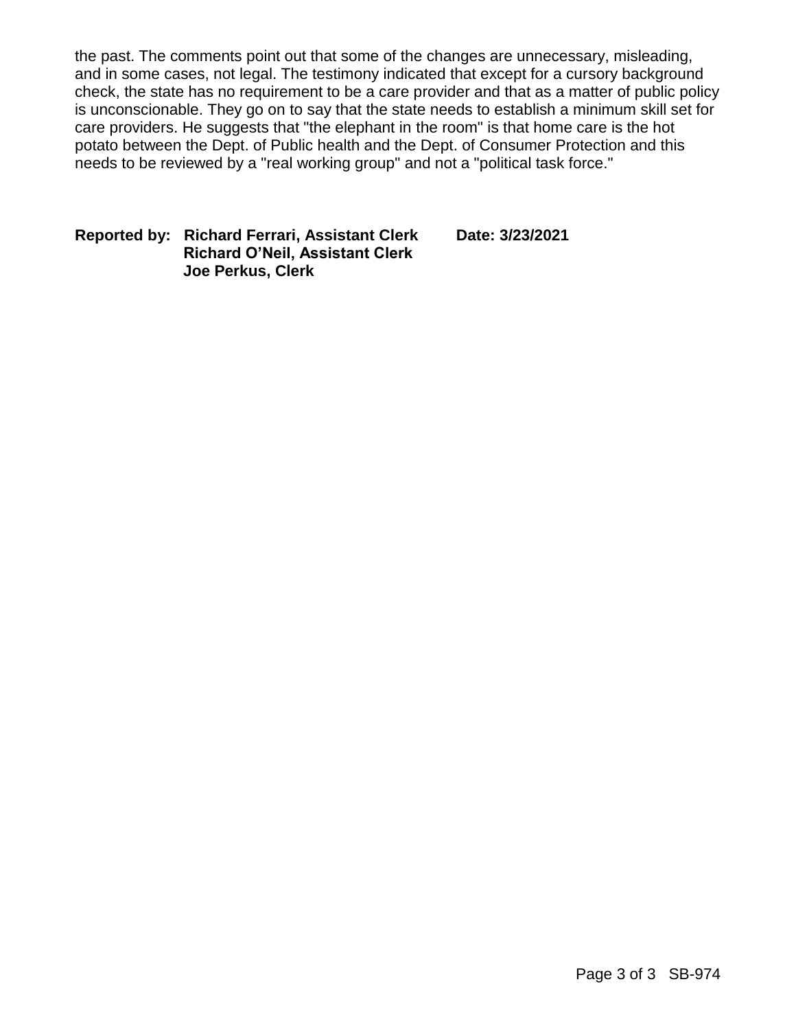the past. The comments point out that some of the changes are unnecessary, misleading, and in some cases, not legal. The testimony indicated that except for a cursory background check, the state has no requirement to be a care provider and that as a matter of public policy is unconscionable. They go on to say that the state needs to establish a minimum skill set for care providers. He suggests that "the elephant in the room" is that home care is the hot potato between the Dept. of Public health and the Dept. of Consumer Protection and this needs to be reviewed by a "real working group" and not a "political task force."

**Reported by: Richard Ferrari, Assistant Clerk** **Date: 3/23/2021**
**Richard O'Neil, Assistant Clerk**
**Joe Perkus, Clerk**